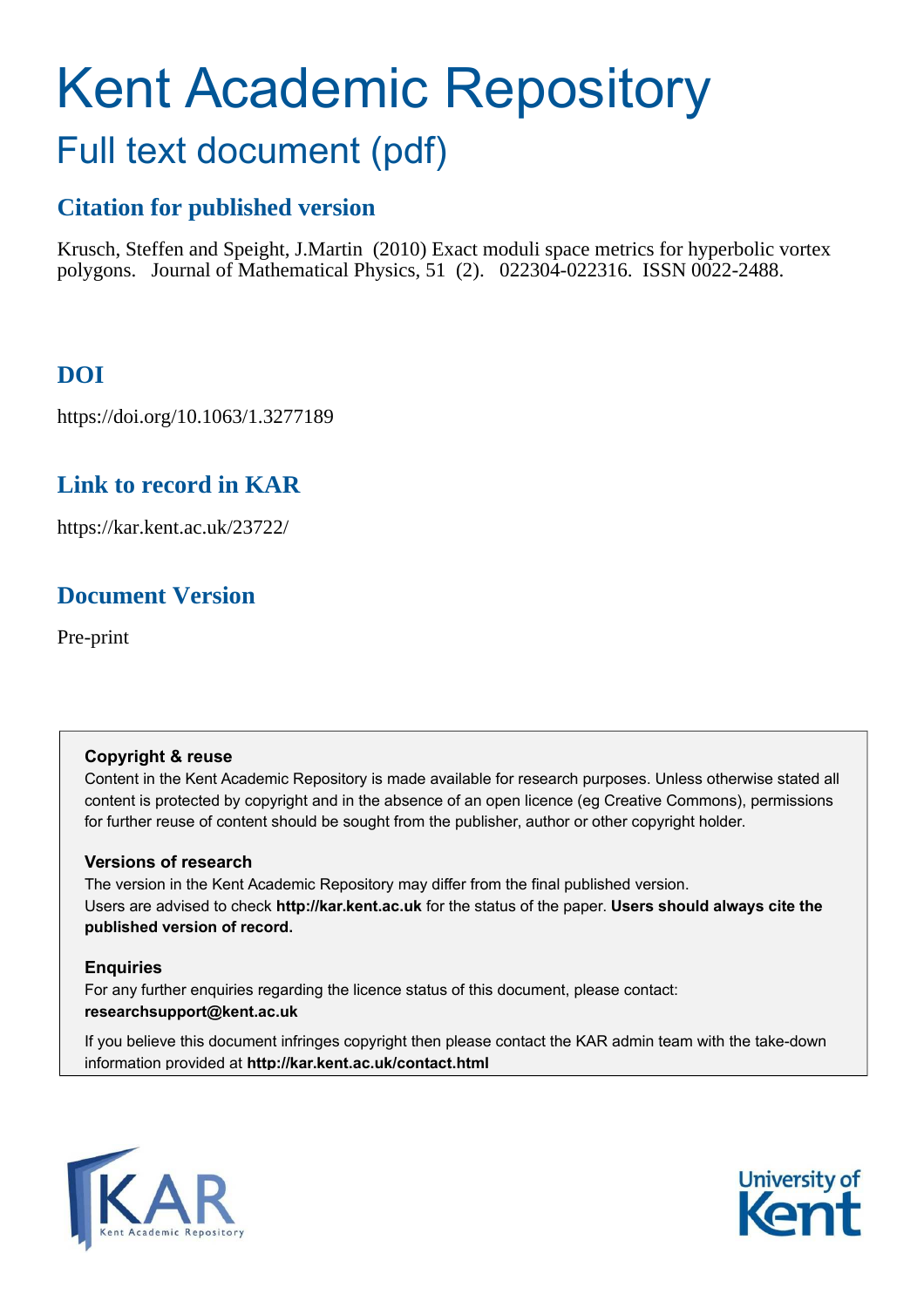# Kent Academic Repository

## Full text document (pdf)

### Citation for published version

Krusch, Steffen and Speight, J.Martin (2010) Exact moduli space metrics for hyperbolic vortex polygons. Journal of Mathematical Physics, 51 (2). 022304-022316. ISSN 0022-2488.

### DOI

https://doi.org/10.1063/1.3277189

### Link to record in KAR

https://kar.kent.ac.uk/23722/

### Document Version

Pre-print

**Copyright & reuse**

Content in the Kent Academic Repository is made available for research purposes. Unless otherwise stated all content is protected by copyright and in the absence of an open licence (eg Creative Commons), permissions for further reuse of content should be sought from the publisher, author or other copyright holder.

**Versions of research**

The version in the Kent Academic Repository may differ from the final published version. Users are advised to check **http://kar.kent.ac.uk** for the status of the paper. **Users should always cite the published version of record.**

**Enquiries**

For any further enquiries regarding the licence status of this document, please contact: **researchsupport@kent.ac.uk**

If you believe this document infringes copyright then please contact the KAR admin team with the take-down information provided at **http://kar.kent.ac.uk/contact.html**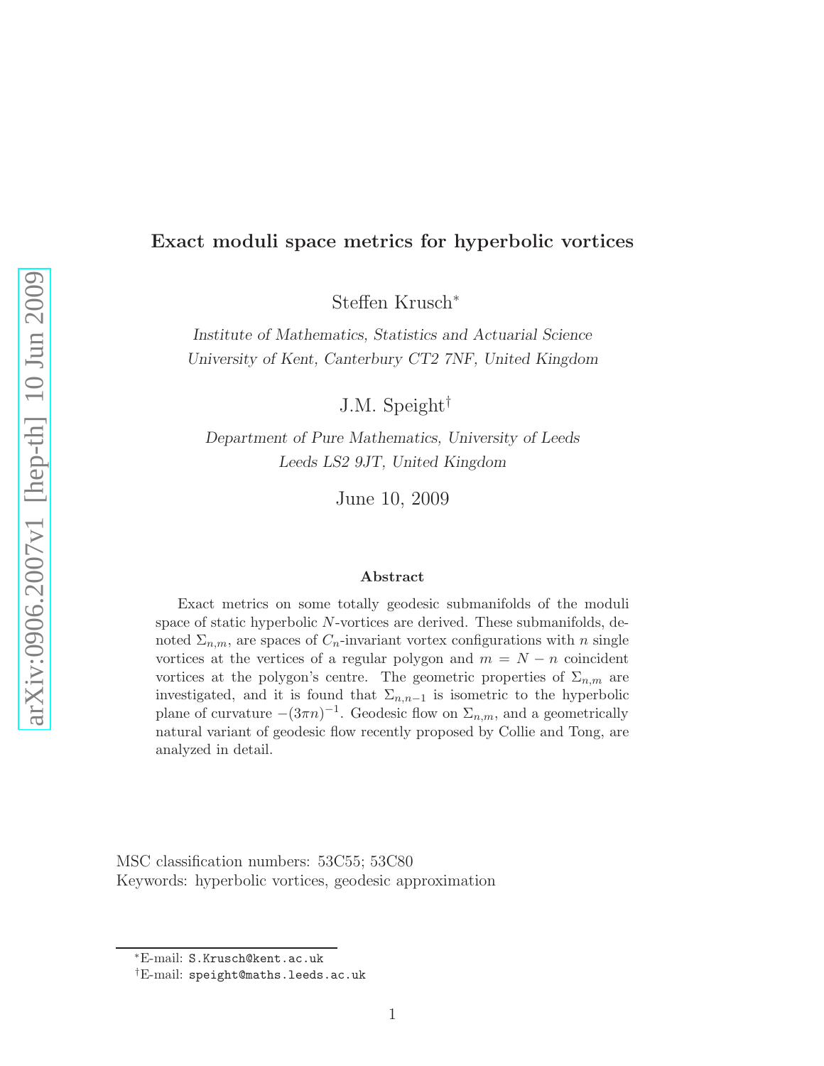# Exact moduli space metrics for hyperbolic vortices

Steffen Krusch[*]

*Institute of Mathematics, Statistics and Actuarial Science*
*University of Kent, Canterbury CT2 7NF, United Kingdom*

J.M. Speight[†]

*Department of Pure Mathematics, University of Leeds*
*Leeds LS2 9JT, United Kingdom*

June 10, 2009

### Abstract

Exact metrics on some totally geodesic submanifolds of the moduli space of static hyperbolic $N$-vortices are derived. These submanifolds, denoted $\Sigma_{n,m}$, are spaces of $C_n$-invariant vortex configurations with $n$ single vortices at the vertices of a regular polygon and $m = N - n$ coincident vortices at the polygon's centre. The geometric properties of $\Sigma_{n,m}$ are investigated, and it is found that $\Sigma_{n,n-1}$ is isometric to the hyperbolic plane of curvature $-(3\pi n)^{-1}$. Geodesic flow on $\Sigma_{n,m}$, and a geometrically natural variant of geodesic flow recently proposed by Collie and Tong, are analyzed in detail.

MSC classification numbers: 53C55; 53C80
Keywords: hyperbolic vortices, geodesic approximation

[*]E-mail: `S.Krusch@kent.ac.uk`
[†]E-mail: `speight@maths.leeds.ac.uk`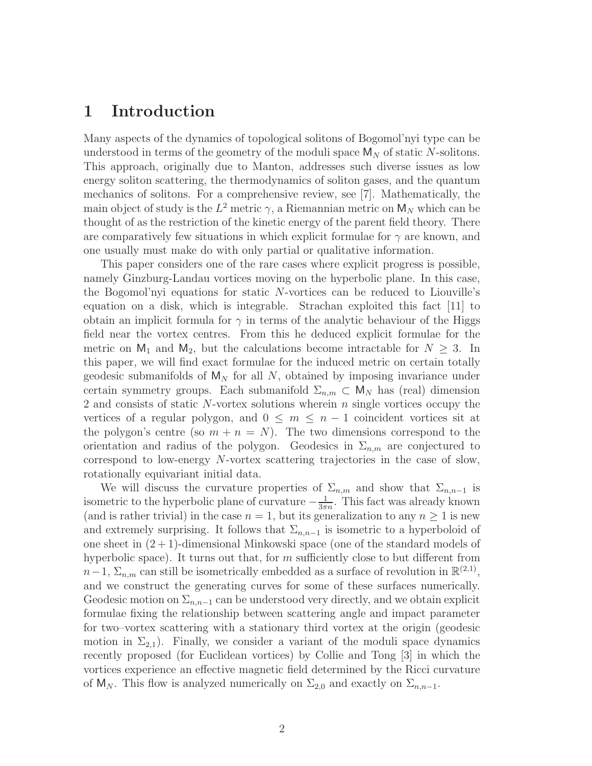# 1 Introduction

Many aspects of the dynamics of topological solitons of Bogomol'nyi type can be understood in terms of the geometry of the moduli space $\mathsf{M}_N$ of static $N$-solitons. This approach, originally due to Manton, addresses such diverse issues as low energy soliton scattering, the thermodynamics of soliton gases, and the quantum mechanics of solitons. For a comprehensive review, see [7]. Mathematically, the main object of study is the $L^2$ metric $\gamma$, a Riemannian metric on $\mathsf{M}_N$ which can be thought of as the restriction of the kinetic energy of the parent field theory. There are comparatively few situations in which explicit formulae for $\gamma$ are known, and one usually must make do with only partial or qualitative information.

This paper considers one of the rare cases where explicit progress is possible, namely Ginzburg-Landau vortices moving on the hyperbolic plane. In this case, the Bogomol'nyi equations for static $N$-vortices can be reduced to Liouville's equation on a disk, which is integrable. Strachan exploited this fact [11] to obtain an implicit formula for $\gamma$ in terms of the analytic behaviour of the Higgs field near the vortex centres. From this he deduced explicit formulae for the metric on $\mathsf{M}_1$ and $\mathsf{M}_2$, but the calculations become intractable for $N \geq 3$. In this paper, we will find exact formulae for the induced metric on certain totally geodesic submanifolds of $\mathsf{M}_N$ for all $N$, obtained by imposing invariance under certain symmetry groups. Each submanifold $\Sigma_{n,m} \subset \mathsf{M}_N$ has (real) dimension 2 and consists of static $N$-vortex solutions wherein $n$ single vortices occupy the vertices of a regular polygon, and $0 \leq m \leq n-1$ coincident vortices sit at the polygon's centre (so $m + n = N$). The two dimensions correspond to the orientation and radius of the polygon. Geodesics in $\Sigma_{n,m}$ are conjectured to correspond to low-energy $N$-vortex scattering trajectories in the case of slow, rotationally equivariant initial data.

We will discuss the curvature properties of $\Sigma_{n,m}$ and show that $\Sigma_{n,n-1}$ is isometric to the hyperbolic plane of curvature $-\frac{1}{3\pi n}$. This fact was already known (and is rather trivial) in the case $n = 1$, but its generalization to any $n \geq 1$ is new and extremely surprising. It follows that $\Sigma_{n,n-1}$ is isometric to a hyperboloid of one sheet in $(2+1)$-dimensional Minkowski space (one of the standard models of hyperbolic space). It turns out that, for $m$ sufficiently close to but different from $n-1$, $\Sigma_{n,m}$ can still be isometrically embedded as a surface of revolution in $\mathbb{R}^{(2,1)}$, and we construct the generating curves for some of these surfaces numerically. Geodesic motion on $\Sigma_{n,n-1}$ can be understood very directly, and we obtain explicit formulae fixing the relationship between scattering angle and impact parameter for two–vortex scattering with a stationary third vortex at the origin (geodesic motion in $\Sigma_{2,1}$). Finally, we consider a variant of the moduli space dynamics recently proposed (for Euclidean vortices) by Collie and Tong [3] in which the vortices experience an effective magnetic field determined by the Ricci curvature of $\mathsf{M}_N$. This flow is analyzed numerically on $\Sigma_{2,0}$ and exactly on $\Sigma_{n,n-1}$.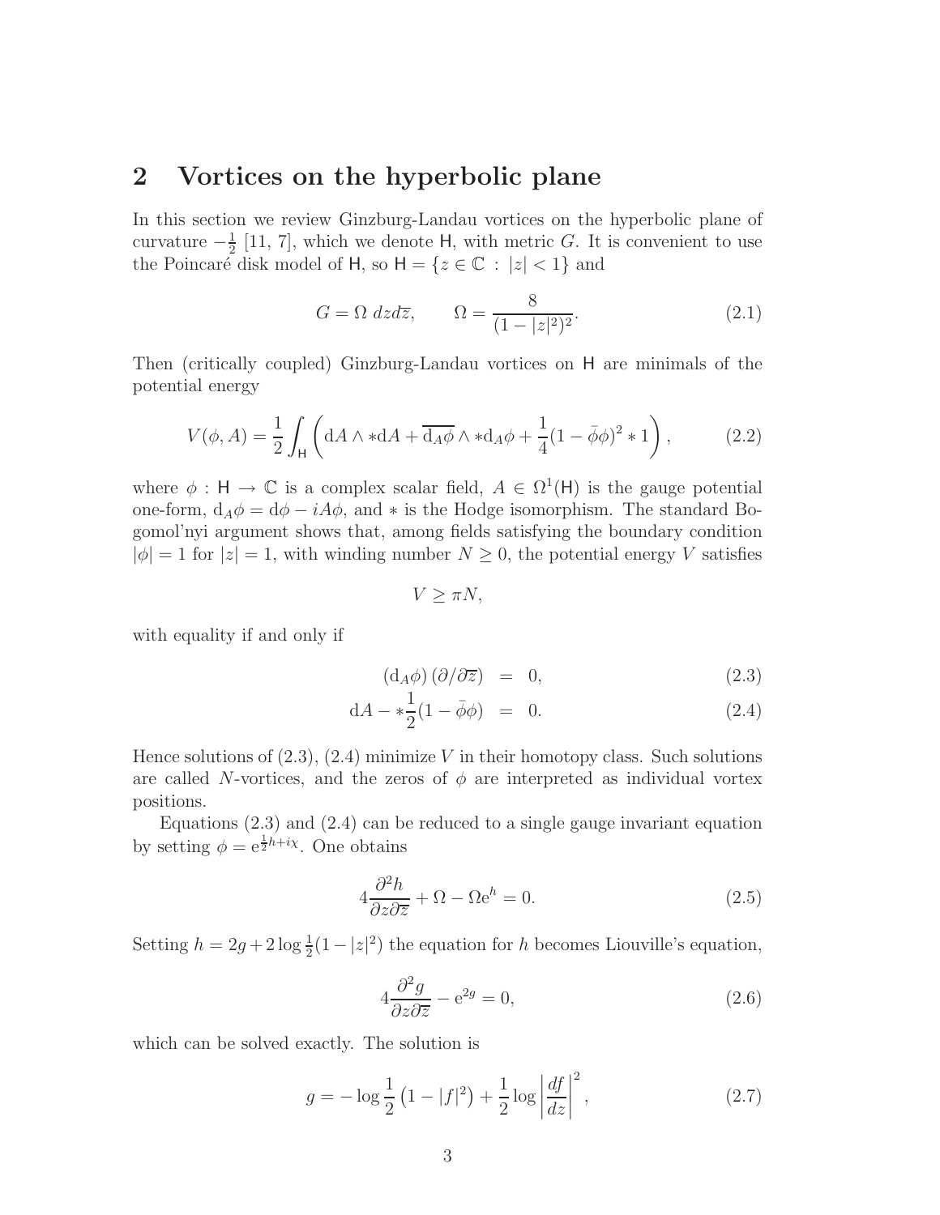## 2 Vortices on the hyperbolic plane

In this section we review Ginzburg-Landau vortices on the hyperbolic plane of curvature $-\frac{1}{2}$ [11, 7], which we denote $\mathsf{H}$, with metric $G$. It is convenient to use the Poincaré disk model of $\mathsf{H}$, so $\mathsf{H} = \{z \in \mathbb{C} \,:\, |z| < 1\}$ and

$$G = \Omega \; dz d\bar{z}, \qquad \Omega = \frac{8}{(1-|z|^2)^2}. \tag{2.1}$$

Then (critically coupled) Ginzburg-Landau vortices on $\mathsf{H}$ are minimals of the potential energy

$$V(\phi, A) = \frac{1}{2}\int_{\mathsf{H}} \left( \mathrm{d}A \wedge *\mathrm{d}A + \overline{\mathrm{d}_A\phi} \wedge *\mathrm{d}_A\phi + \frac{1}{4}(1-\bar{\phi}\phi)^2 * 1 \right), \tag{2.2}$$

where $\phi : \mathsf{H} \to \mathbb{C}$ is a complex scalar field, $A \in \Omega^1(\mathsf{H})$ is the gauge potential one-form, $\mathrm{d}_A\phi = \mathrm{d}\phi - iA\phi$, and $*$ is the Hodge isomorphism. The standard Bogomol'nyi argument shows that, among fields satisfying the boundary condition $|\phi| = 1$ for $|z| = 1$, with winding number $N \geq 0$, the potential energy $V$ satisfies

$$V \geq \pi N,$$

with equality if and only if

$$(\mathrm{d}_A\phi)\,(\partial/\partial\bar{z}) \;=\; 0, \tag{2.3}$$

$$\mathrm{d}A - *\frac{1}{2}(1-\bar{\phi}\phi) \;=\; 0. \tag{2.4}$$

Hence solutions of (2.3), (2.4) minimize $V$ in their homotopy class. Such solutions are called $N$-vortices, and the zeros of $\phi$ are interpreted as individual vortex positions.

Equations (2.3) and (2.4) can be reduced to a single gauge invariant equation by setting $\phi = \mathrm{e}^{\frac{1}{2}h + i\chi}$. One obtains

$$4\frac{\partial^2 h}{\partial z \partial \bar{z}} + \Omega - \Omega \mathrm{e}^h = 0. \tag{2.5}$$

Setting $h = 2g + 2\log\frac{1}{2}(1-|z|^2)$ the equation for $h$ becomes Liouville's equation,

$$4\frac{\partial^2 g}{\partial z \partial \bar{z}} - \mathrm{e}^{2g} = 0, \tag{2.6}$$

which can be solved exactly. The solution is

$$g = -\log\frac{1}{2}\left(1-|f|^2\right) + \frac{1}{2}\log\left|\frac{df}{dz}\right|^2, \tag{2.7}$$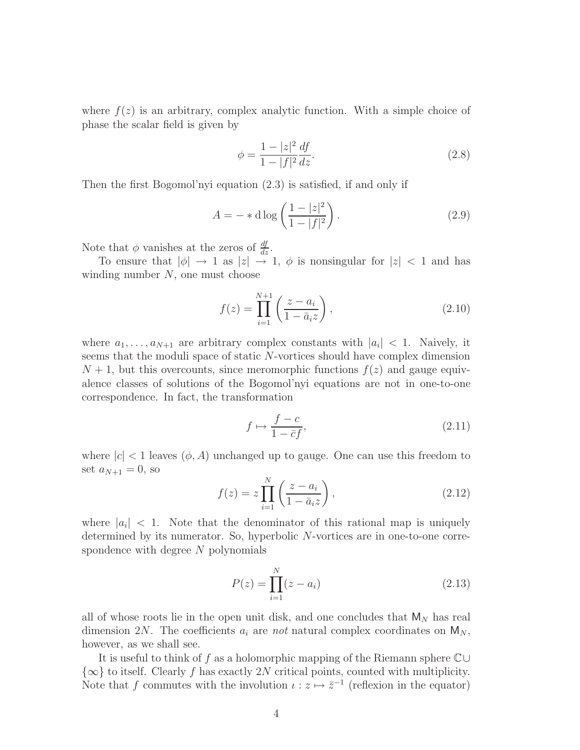where $f(z)$ is an arbitrary, complex analytic function. With a simple choice of phase the scalar field is given by

$$\phi = \frac{1 - |z|^2}{1 - |f|^2} \frac{df}{dz}. \tag{2.8}$$

Then the first Bogomol'nyi equation (2.3) is satisfied, if and only if

$$A = - * \mathrm{d} \log \left( \frac{1 - |z|^2}{1 - |f|^2} \right). \tag{2.9}$$

Note that $\phi$ vanishes at the zeros of $\frac{df}{dz}$.

To ensure that $|\phi| \to 1$ as $|z| \to 1$, $\phi$ is nonsingular for $|z| < 1$ and has winding number $N$, one must choose

$$f(z) = \prod_{i=1}^{N+1} \left( \frac{z - a_i}{1 - \bar{a}_i z} \right), \tag{2.10}$$

where $a_1, \ldots, a_{N+1}$ are arbitrary complex constants with $|a_i| < 1$. Naively, it seems that the moduli space of static $N$-vortices should have complex dimension $N+1$, but this overcounts, since meromorphic functions $f(z)$ and gauge equivalence classes of solutions of the Bogomol'nyi equations are not in one-to-one correspondence. In fact, the transformation

$$f \mapsto \frac{f - c}{1 - \bar{c} f}, \tag{2.11}$$

where $|c| < 1$ leaves $(\phi, A)$ unchanged up to gauge. One can use this freedom to set $a_{N+1} = 0$, so

$$f(z) = z \prod_{i=1}^{N} \left( \frac{z - a_i}{1 - \bar{a}_i z} \right), \tag{2.12}$$

where $|a_i| < 1$. Note that the denominator of this rational map is uniquely determined by its numerator. So, hyperbolic $N$-vortices are in one-to-one correspondence with degree $N$ polynomials

$$P(z) = \prod_{i=1}^{N} (z - a_i) \tag{2.13}$$

all of whose roots lie in the open unit disk, and one concludes that $\mathsf{M}_N$ has real dimension $2N$. The coefficients $a_i$ are *not* natural complex coordinates on $\mathsf{M}_N$, however, as we shall see.

It is useful to think of $f$ as a holomorphic mapping of the Riemann sphere $\mathbb{C} \cup \{\infty\}$ to itself. Clearly $f$ has exactly $2N$ critical points, counted with multiplicity. Note that $f$ commutes with the involution $\iota : z \mapsto \bar{z}^{-1}$ (reflexion in the equator)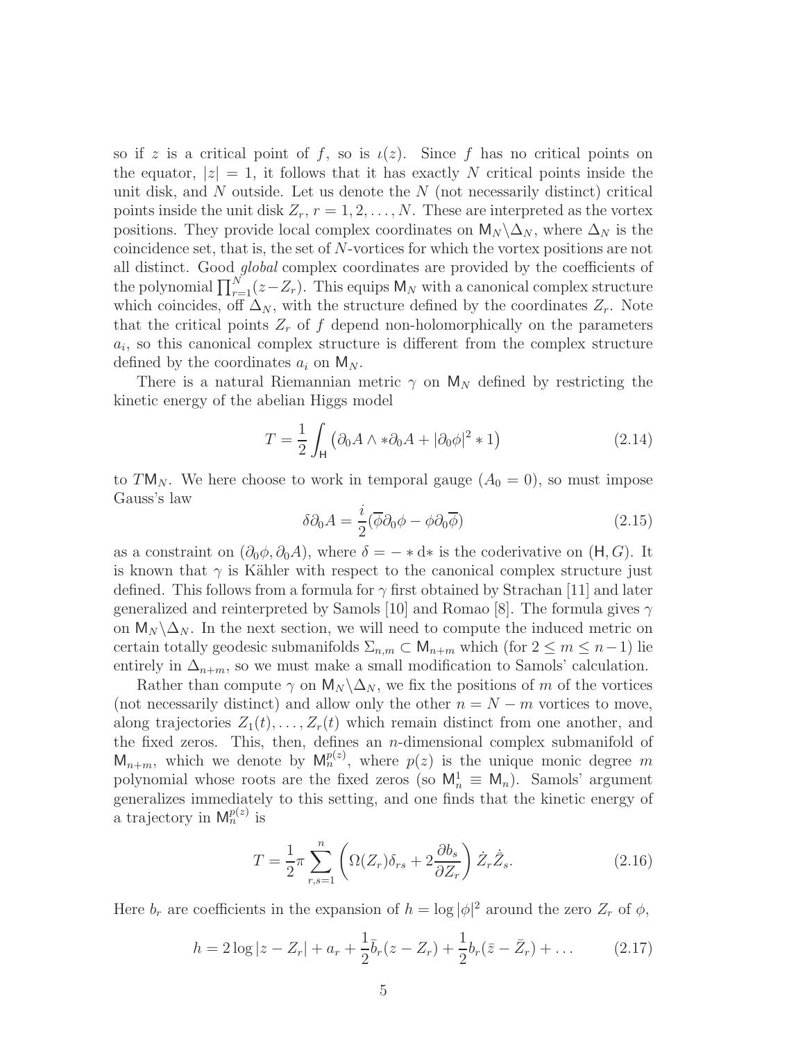so if $z$ is a critical point of $f$, so is $\iota(z)$. Since $f$ has no critical points on the equator, $|z| = 1$, it follows that it has exactly $N$ critical points inside the unit disk, and $N$ outside. Let us denote the $N$ (not necessarily distinct) critical points inside the unit disk $Z_r$, $r = 1, 2, \ldots, N$. These are interpreted as the vortex positions. They provide local complex coordinates on $\mathsf{M}_N \backslash \Delta_N$, where $\Delta_N$ is the coincidence set, that is, the set of $N$-vortices for which the vortex positions are not all distinct. Good *global* complex coordinates are provided by the coefficients of the polynomial $\prod_{r=1}^{N}(z - Z_r)$. This equips $\mathsf{M}_N$ with a canonical complex structure which coincides, off $\Delta_N$, with the structure defined by the coordinates $Z_r$. Note that the critical points $Z_r$ of $f$ depend non-holomorphically on the parameters $a_i$, so this canonical complex structure is different from the complex structure defined by the coordinates $a_i$ on $\mathsf{M}_N$.

There is a natural Riemannian metric $\gamma$ on $\mathsf{M}_N$ defined by restricting the kinetic energy of the abelian Higgs model

$$T = \frac{1}{2} \int_{\mathsf{H}} \left( \partial_0 A \wedge *\partial_0 A + |\partial_0 \phi|^2 * 1 \right) \tag{2.14}$$

to $T\mathsf{M}_N$. We here choose to work in temporal gauge ($A_0 = 0$), so must impose Gauss's law

$$\delta \partial_0 A = \frac{i}{2}(\overline{\phi}\partial_0 \phi - \phi \partial_0 \overline{\phi}) \tag{2.15}$$

as a constraint on $(\partial_0 \phi, \partial_0 A)$, where $\delta = - * \mathrm{d} *$ is the coderivative on $(\mathsf{H}, G)$. It is known that $\gamma$ is Kähler with respect to the canonical complex structure just defined. This follows from a formula for $\gamma$ first obtained by Strachan [11] and later generalized and reinterpreted by Samols [10] and Romao [8]. The formula gives $\gamma$ on $\mathsf{M}_N \backslash \Delta_N$. In the next section, we will need to compute the induced metric on certain totally geodesic submanifolds $\Sigma_{n,m} \subset \mathsf{M}_{n+m}$ which (for $2 \leq m \leq n-1$) lie entirely in $\Delta_{n+m}$, so we must make a small modification to Samols' calculation.

Rather than compute $\gamma$ on $\mathsf{M}_N \backslash \Delta_N$, we fix the positions of $m$ of the vortices (not necessarily distinct) and allow only the other $n = N - m$ vortices to move, along trajectories $Z_1(t), \ldots, Z_r(t)$ which remain distinct from one another, and the fixed zeros. This, then, defines an $n$-dimensional complex submanifold of $\mathsf{M}_{n+m}$, which we denote by $\mathsf{M}_n^{p(z)}$, where $p(z)$ is the unique monic degree $m$ polynomial whose roots are the fixed zeros (so $\mathsf{M}_n^1 \equiv \mathsf{M}_n$). Samols' argument generalizes immediately to this setting, and one finds that the kinetic energy of a trajectory in $\mathsf{M}_n^{p(z)}$ is

$$T = \frac{1}{2}\pi \sum_{r,s=1}^{n} \left( \Omega(Z_r)\delta_{rs} + 2\frac{\partial b_s}{\partial Z_r} \right) \dot{Z}_r \dot{\bar{Z}}_s. \tag{2.16}$$

Here $b_r$ are coefficients in the expansion of $h = \log |\phi|^2$ around the zero $Z_r$ of $\phi$,

$$h = 2 \log |z - Z_r| + a_r + \frac{1}{2}\bar{b}_r(z - Z_r) + \frac{1}{2} b_r(\bar{z} - \bar{Z}_r) + \ldots \tag{2.17}$$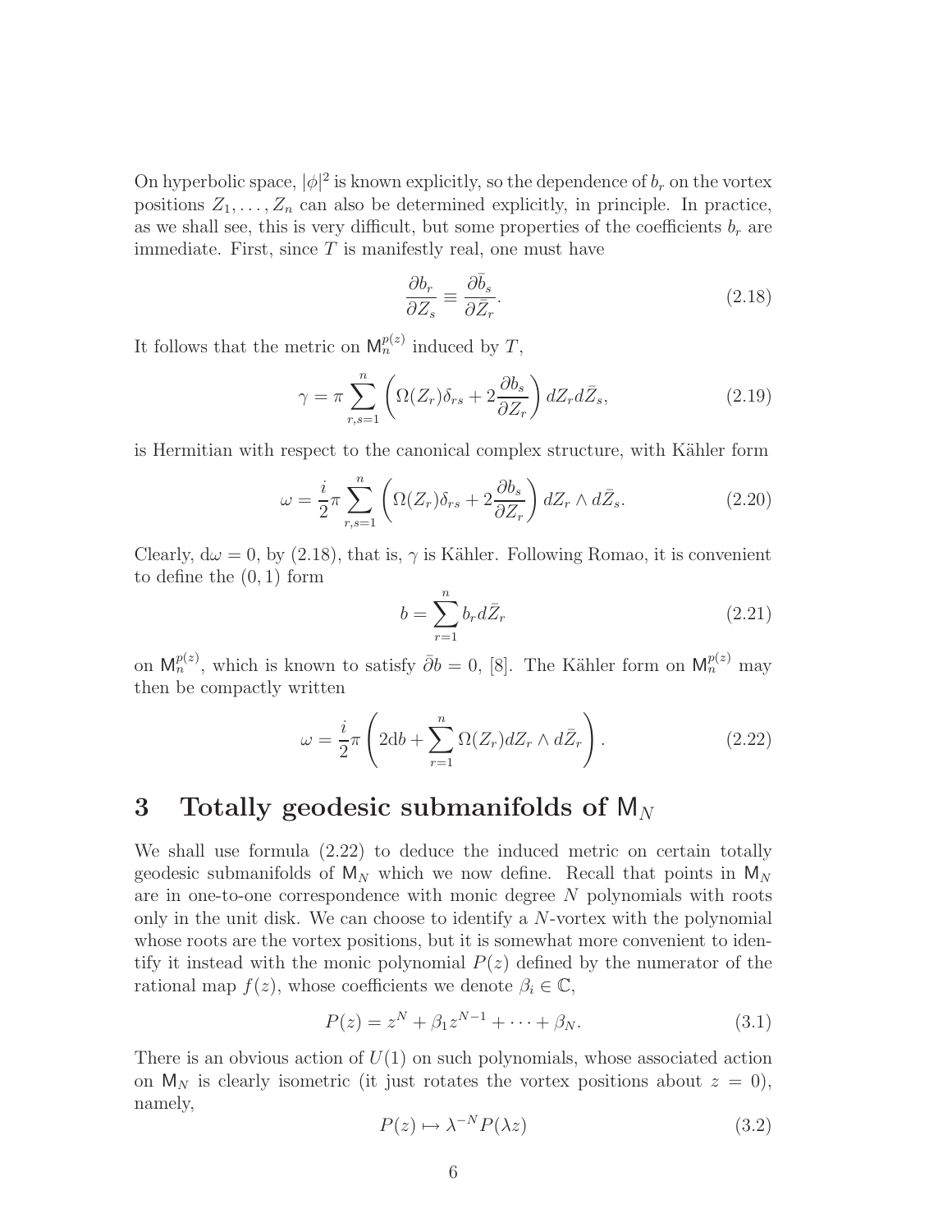On hyperbolic space, $|\phi|^2$ is known explicitly, so the dependence of $b_r$ on the vortex positions $Z_1, \ldots, Z_n$ can also be determined explicitly, in principle. In practice, as we shall see, this is very difficult, but some properties of the coefficients $b_r$ are immediate. First, since $T$ is manifestly real, one must have

$$\frac{\partial b_r}{\partial Z_s} \equiv \frac{\partial \bar{b}_s}{\partial \bar{Z}_r}. \tag{2.18}$$

It follows that the metric on $\mathsf{M}_n^{p(z)}$ induced by $T$,

$$\gamma = \pi \sum_{r,s=1}^{n} \left( \Omega(Z_r)\delta_{rs} + 2\frac{\partial b_s}{\partial Z_r} \right) dZ_r d\bar{Z}_s, \tag{2.19}$$

is Hermitian with respect to the canonical complex structure, with Kähler form

$$\omega = \frac{i}{2}\pi \sum_{r,s=1}^{n} \left( \Omega(Z_r)\delta_{rs} + 2\frac{\partial b_s}{\partial Z_r} \right) dZ_r \wedge d\bar{Z}_s. \tag{2.20}$$

Clearly, $\mathrm{d}\omega = 0$, by (2.18), that is, $\gamma$ is Kähler. Following Romao, it is convenient to define the $(0, 1)$ form

$$b = \sum_{r=1}^{n} b_r d\bar{Z}_r \tag{2.21}$$

on $\mathsf{M}_n^{p(z)}$, which is known to satisfy $\bar{\partial} b = 0$, [8]. The Kähler form on $\mathsf{M}_n^{p(z)}$ may then be compactly written

$$\omega = \frac{i}{2}\pi \left( 2\mathrm{d}b + \sum_{r=1}^{n} \Omega(Z_r) dZ_r \wedge d\bar{Z}_r \right). \tag{2.22}$$

# 3 Totally geodesic submanifolds of $\mathsf{M}_N$

We shall use formula (2.22) to deduce the induced metric on certain totally geodesic submanifolds of $\mathsf{M}_N$ which we now define. Recall that points in $\mathsf{M}_N$ are in one-to-one correspondence with monic degree $N$ polynomials with roots only in the unit disk. We can choose to identify a $N$-vortex with the polynomial whose roots are the vortex positions, but it is somewhat more convenient to identify it instead with the monic polynomial $P(z)$ defined by the numerator of the rational map $f(z)$, whose coefficients we denote $\beta_i \in \mathbb{C}$,

$$P(z) = z^N + \beta_1 z^{N-1} + \cdots + \beta_N. \tag{3.1}$$

There is an obvious action of $U(1)$ on such polynomials, whose associated action on $\mathsf{M}_N$ is clearly isometric (it just rotates the vortex positions about $z = 0$), namely,

$$P(z) \mapsto \lambda^{-N} P(\lambda z) \tag{3.2}$$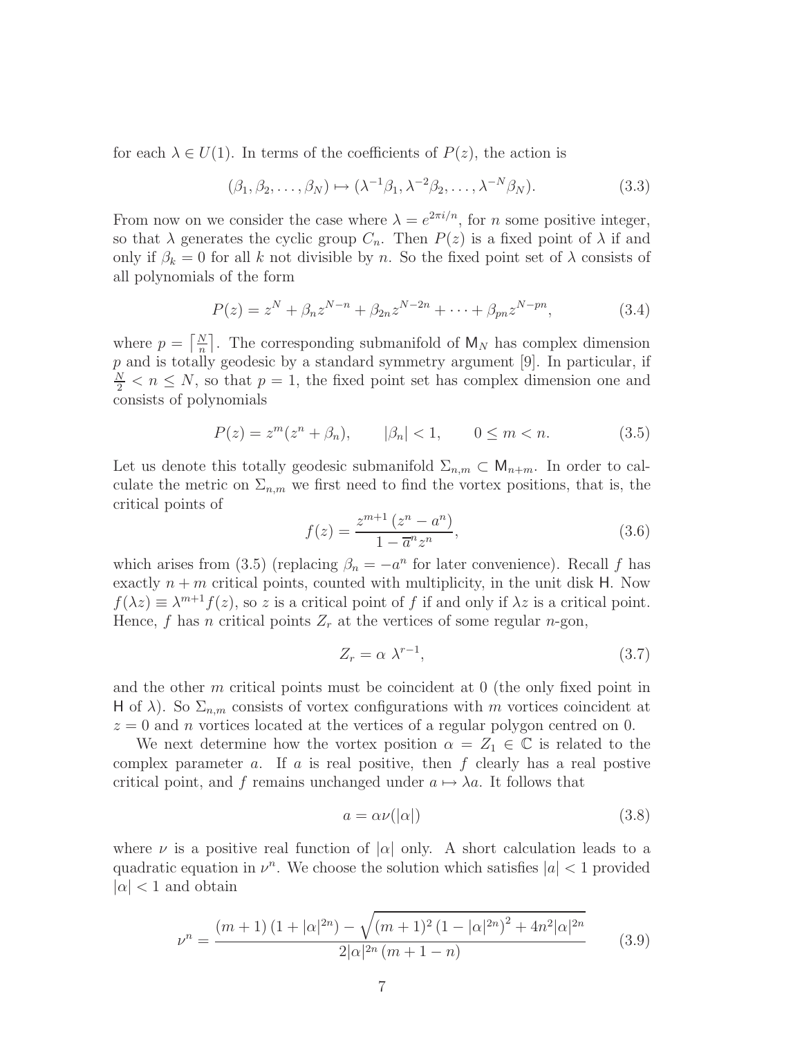for each $\lambda \in U(1)$. In terms of the coefficients of $P(z)$, the action is

$$(\beta_1, \beta_2, \ldots, \beta_N) \mapsto (\lambda^{-1}\beta_1, \lambda^{-2}\beta_2, \ldots, \lambda^{-N}\beta_N). \tag{3.3}$$

From now on we consider the case where $\lambda = e^{2\pi i/n}$, for $n$ some positive integer, so that $\lambda$ generates the cyclic group $C_n$. Then $P(z)$ is a fixed point of $\lambda$ if and only if $\beta_k = 0$ for all $k$ not divisible by $n$. So the fixed point set of $\lambda$ consists of all polynomials of the form

$$P(z) = z^N + \beta_n z^{N-n} + \beta_{2n} z^{N-2n} + \cdots + \beta_{pn} z^{N-pn}, \tag{3.4}$$

where $p = \lceil \frac{N}{n} \rceil$. The corresponding submanifold of $\mathsf{M}_N$ has complex dimension $p$ and is totally geodesic by a standard symmetry argument [9]. In particular, if $\frac{N}{2} < n \leq N$, so that $p = 1$, the fixed point set has complex dimension one and consists of polynomials

$$P(z) = z^m(z^n + \beta_n), \qquad |\beta_n| < 1, \qquad 0 \leq m < n. \tag{3.5}$$

Let us denote this totally geodesic submanifold $\Sigma_{n,m} \subset \mathsf{M}_{n+m}$. In order to calculate the metric on $\Sigma_{n,m}$ we first need to find the vortex positions, that is, the critical points of

$$f(z) = \frac{z^{m+1}\,(z^n - a^n)}{1 - \overline{a}^n z^n}, \tag{3.6}$$

which arises from (3.5) (replacing $\beta_n = -a^n$ for later convenience). Recall $f$ has exactly $n+m$ critical points, counted with multiplicity, in the unit disk $\mathsf{H}$. Now $f(\lambda z) \equiv \lambda^{m+1} f(z)$, so $z$ is a critical point of $f$ if and only if $\lambda z$ is a critical point. Hence, $f$ has $n$ critical points $Z_r$ at the vertices of some regular $n$-gon,

$$Z_r = \alpha\ \lambda^{r-1}, \tag{3.7}$$

and the other $m$ critical points must be coincident at 0 (the only fixed point in $\mathsf{H}$ of $\lambda$). So $\Sigma_{n,m}$ consists of vortex configurations with $m$ vortices coincident at $z = 0$ and $n$ vortices located at the vertices of a regular polygon centred on 0.

We next determine how the vortex position $\alpha = Z_1 \in \mathbb{C}$ is related to the complex parameter $a$. If $a$ is real positive, then $f$ clearly has a real postive critical point, and $f$ remains unchanged under $a \mapsto \lambda a$. It follows that

$$a = \alpha \nu(|\alpha|) \tag{3.8}$$

where $\nu$ is a positive real function of $|\alpha|$ only. A short calculation leads to a quadratic equation in $\nu^n$. We choose the solution which satisfies $|a| < 1$ provided $|\alpha| < 1$ and obtain

$$\nu^n = \frac{(m+1)\,(1 + |\alpha|^{2n}) - \sqrt{(m+1)^2\,(1 - |\alpha|^{2n})^2 + 4n^2|\alpha|^{2n}}}{2|\alpha|^{2n}\,(m+1-n)} \tag{3.9}$$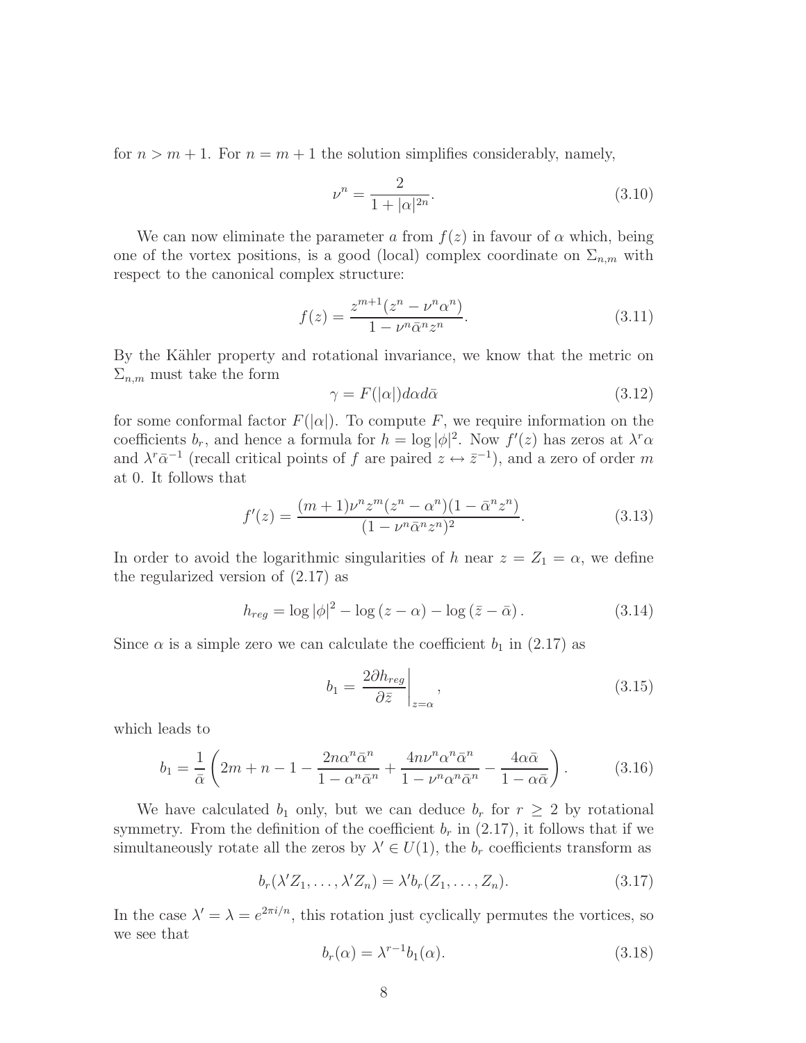for $n > m+1$. For $n = m+1$ the solution simplifies considerably, namely,

$$\nu^n = \frac{2}{1 + |\alpha|^{2n}}. \tag{3.10}$$

We can now eliminate the parameter $a$ from $f(z)$ in favour of $\alpha$ which, being one of the vortex positions, is a good (local) complex coordinate on $\Sigma_{n,m}$ with respect to the canonical complex structure:

$$f(z) = \frac{z^{m+1}(z^n - \nu^n \alpha^n)}{1 - \nu^n \bar{\alpha}^n z^n}. \tag{3.11}$$

By the Kähler property and rotational invariance, we know that the metric on $\Sigma_{n,m}$ must take the form

$$\gamma = F(|\alpha|) d\alpha d\bar{\alpha} \tag{3.12}$$

for some conformal factor $F(|\alpha|)$. To compute $F$, we require information on the coefficients $b_r$, and hence a formula for $h = \log |\phi|^2$. Now $f'(z)$ has zeros at $\lambda^r \alpha$ and $\lambda^r \bar{\alpha}^{-1}$ (recall critical points of $f$ are paired $z \leftrightarrow \bar{z}^{-1}$), and a zero of order $m$ at 0. It follows that

$$f'(z) = \frac{(m+1)\nu^n z^m (z^n - \alpha^n)(1 - \bar{\alpha}^n z^n)}{(1 - \nu^n \bar{\alpha}^n z^n)^2}. \tag{3.13}$$

In order to avoid the logarithmic singularities of $h$ near $z = Z_1 = \alpha$, we define the regularized version of (2.17) as

$$h_{reg} = \log |\phi|^2 - \log (z - \alpha) - \log (\bar{z} - \bar{\alpha}). \tag{3.14}$$

Since $\alpha$ is a simple zero we can calculate the coefficient $b_1$ in (2.17) as

$$b_1 = \left. \frac{2 \partial h_{reg}}{\partial \bar{z}} \right|_{z = \alpha}, \tag{3.15}$$

which leads to

$$b_1 = \frac{1}{\bar{\alpha}} \left( 2m + n - 1 - \frac{2n \alpha^n \bar{\alpha}^n}{1 - \alpha^n \bar{\alpha}^n} + \frac{4n \nu^n \alpha^n \bar{\alpha}^n}{1 - \nu^n \alpha^n \bar{\alpha}^n} - \frac{4\alpha\bar{\alpha}}{1 - \alpha\bar{\alpha}} \right). \tag{3.16}$$

We have calculated $b_1$ only, but we can deduce $b_r$ for $r \geq 2$ by rotational symmetry. From the definition of the coefficient $b_r$ in (2.17), it follows that if we simultaneously rotate all the zeros by $\lambda' \in U(1)$, the $b_r$ coefficients transform as

$$b_r(\lambda' Z_1, \ldots, \lambda' Z_n) = \lambda' b_r(Z_1, \ldots, Z_n). \tag{3.17}$$

In the case $\lambda' = \lambda = e^{2\pi i/n}$, this rotation just cyclically permutes the vortices, so we see that

$$b_r(\alpha) = \lambda^{r-1} b_1(\alpha). \tag{3.18}$$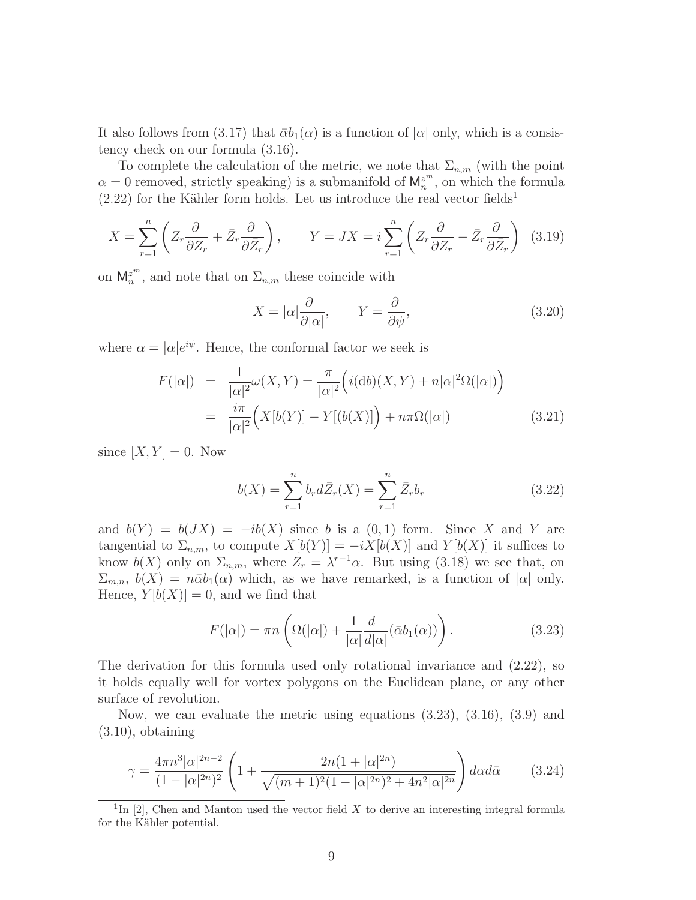It also follows from (3.17) that $\bar{\alpha} b_1(\alpha)$ is a function of $|\alpha|$ only, which is a consistency check on our formula (3.16).

To complete the calculation of the metric, we note that $\Sigma_{n,m}$ (with the point $\alpha = 0$ removed, strictly speaking) is a submanifold of $\mathsf{M}_n^{z^m}$, on which the formula (2.22) for the Kähler form holds. Let us introduce the real vector fields[1]

$$X = \sum_{r=1}^{n} \left( Z_r \frac{\partial}{\partial Z_r} + \bar{Z}_r \frac{\partial}{\partial \bar{Z}_r} \right), \qquad Y = JX = i \sum_{r=1}^{n} \left( Z_r \frac{\partial}{\partial Z_r} - \bar{Z}_r \frac{\partial}{\partial \bar{Z}_r} \right) \quad (3.19)$$

on $\mathsf{M}_n^{z^m}$, and note that on $\Sigma_{n,m}$ these coincide with

$$X = |\alpha| \frac{\partial}{\partial |\alpha|}, \qquad Y = \frac{\partial}{\partial \psi}, \qquad (3.20)$$

where $\alpha = |\alpha| e^{i\psi}$. Hence, the conformal factor we seek is

$$\begin{aligned} F(|\alpha|) &= \frac{1}{|\alpha|^2} \omega(X, Y) = \frac{\pi}{|\alpha|^2} \Big( i(\mathrm{d}b)(X, Y) + n|\alpha|^2 \Omega(|\alpha|) \Big) \\ &= \frac{i\pi}{|\alpha|^2} \Big( X[b(Y)] - Y[(b(X)] \Big) + n\pi \Omega(|\alpha|) \end{aligned} \qquad (3.21)$$

since $[X, Y] = 0$. Now

$$b(X) = \sum_{r=1}^{n} b_r d\bar{Z}_r(X) = \sum_{r=1}^{n} \bar{Z}_r b_r \qquad (3.22)$$

and $b(Y) = b(JX) = -ib(X)$ since $b$ is a $(0,1)$ form. Since $X$ and $Y$ are tangential to $\Sigma_{n,m}$, to compute $X[b(Y)] = -iX[b(X)]$ and $Y[b(X)]$ it suffices to know $b(X)$ only on $\Sigma_{n,m}$, where $Z_r = \lambda^{r-1}\alpha$. But using (3.18) we see that, on $\Sigma_{m,n}$, $b(X) = n\bar{\alpha} b_1(\alpha)$ which, as we have remarked, is a function of $|\alpha|$ only. Hence, $Y[b(X)] = 0$, and we find that

$$F(|\alpha|) = \pi n \left( \Omega(|\alpha|) + \frac{1}{|\alpha|} \frac{d}{d|\alpha|} (\bar{\alpha} b_1(\alpha)) \right). \qquad (3.23)$$

The derivation for this formula used only rotational invariance and (2.22), so it holds equally well for vortex polygons on the Euclidean plane, or any other surface of revolution.

Now, we can evaluate the metric using equations (3.23), (3.16), (3.9) and (3.10), obtaining

$$\gamma = \frac{4\pi n^3 |\alpha|^{2n-2}}{(1 - |\alpha|^{2n})^2} \left( 1 + \frac{2n(1 + |\alpha|^{2n})}{\sqrt{(m+1)^2(1 - |\alpha|^{2n})^2 + 4n^2|\alpha|^{2n}}} \right) d\alpha d\bar{\alpha} \qquad (3.24)$$

[1] In [2], Chen and Manton used the vector field $X$ to derive an interesting integral formula for the Kähler potential.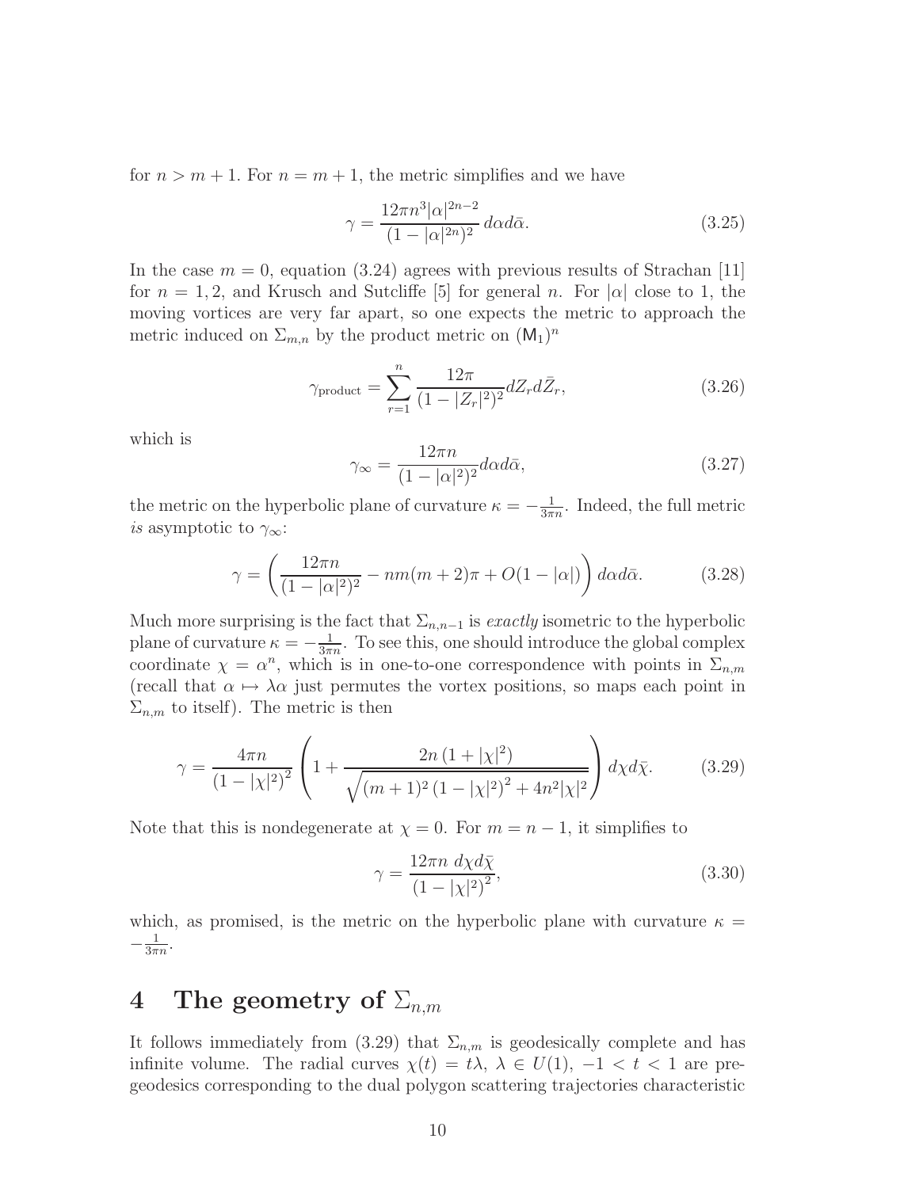for $n > m + 1$. For $n = m + 1$, the metric simplifies and we have

$$\gamma = \frac{12\pi n^3 |\alpha|^{2n-2}}{(1 - |\alpha|^{2n})^2} \, d\alpha d\bar{\alpha}. \tag{3.25}$$

In the case $m = 0$, equation (3.24) agrees with previous results of Strachan [11] for $n = 1, 2$, and Krusch and Sutcliffe [5] for general $n$. For $|\alpha|$ close to 1, the moving vortices are very far apart, so one expects the metric to approach the metric induced on $\Sigma_{m,n}$ by the product metric on $(\mathsf{M}_1)^n$

$$\gamma_{\text{product}} = \sum_{r=1}^{n} \frac{12\pi}{(1 - |Z_r|^2)^2} dZ_r d\bar{Z}_r, \tag{3.26}$$

which is

$$\gamma_\infty = \frac{12\pi n}{(1 - |\alpha|^2)^2} d\alpha d\bar{\alpha}, \tag{3.27}$$

the metric on the hyperbolic plane of curvature $\kappa = -\frac{1}{3\pi n}$. Indeed, the full metric *is* asymptotic to $\gamma_\infty$:

$$\gamma = \left( \frac{12\pi n}{(1 - |\alpha|^2)^2} - nm(m+2)\pi + O(1 - |\alpha|) \right) d\alpha d\bar{\alpha}. \tag{3.28}$$

Much more surprising is the fact that $\Sigma_{n,n-1}$ is *exactly* isometric to the hyperbolic plane of curvature $\kappa = -\frac{1}{3\pi n}$. To see this, one should introduce the global complex coordinate $\chi = \alpha^n$, which is in one-to-one correspondence with points in $\Sigma_{n,m}$ (recall that $\alpha \mapsto \lambda\alpha$ just permutes the vortex positions, so maps each point in $\Sigma_{n,m}$ to itself). The metric is then

$$\gamma = \frac{4\pi n}{\left(1 - |\chi|^2\right)^2} \left( 1 + \frac{2n \left(1 + |\chi|^2\right)}{\sqrt{(m+1)^2 \left(1 - |\chi|^2\right)^2 + 4n^2 |\chi|^2}} \right) d\chi d\bar{\chi}. \tag{3.29}$$

Note that this is nondegenerate at $\chi = 0$. For $m = n - 1$, it simplifies to

$$\gamma = \frac{12\pi n \; d\chi d\bar{\chi}}{\left(1 - |\chi|^2\right)^2}, \tag{3.30}$$

which, as promised, is the metric on the hyperbolic plane with curvature $\kappa = -\frac{1}{3\pi n}$.

# 4 The geometry of $\Sigma_{n,m}$

It follows immediately from (3.29) that $\Sigma_{n,m}$ is geodesically complete and has infinite volume. The radial curves $\chi(t) = t\lambda$, $\lambda \in U(1)$, $-1 < t < 1$ are pregeodesics corresponding to the dual polygon scattering trajectories characteristic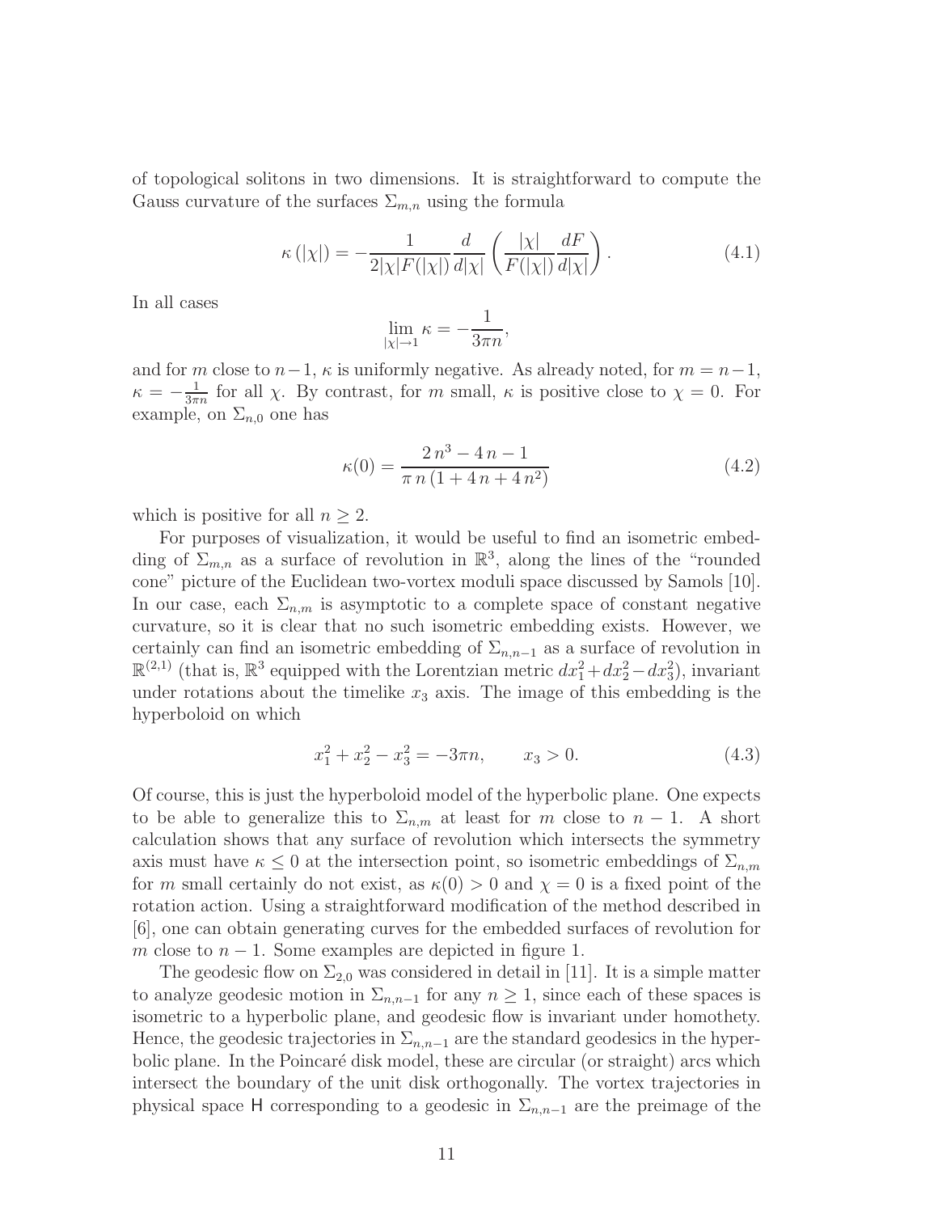of topological solitons in two dimensions. It is straightforward to compute the Gauss curvature of the surfaces $\Sigma_{m,n}$ using the formula

$$\kappa\left(|\chi|\right) = -\frac{1}{2|\chi|F(|\chi|)}\frac{d}{d|\chi|}\left(\frac{|\chi|}{F(|\chi|)}\frac{dF}{d|\chi|}\right). \tag{4.1}$$

In all cases

$$\lim_{|\chi|\to 1}\kappa = -\frac{1}{3\pi n},$$

and for $m$ close to $n-1$, $\kappa$ is uniformly negative. As already noted, for $m = n-1$, $\kappa = -\frac{1}{3\pi n}$ for all $\chi$. By contrast, for $m$ small, $\kappa$ is positive close to $\chi = 0$. For example, on $\Sigma_{n,0}$ one has

$$\kappa(0) = \frac{2\,n^3 - 4\,n - 1}{\pi\,n\,(1 + 4\,n + 4\,n^2)} \tag{4.2}$$

which is positive for all $n \geq 2$.

For purposes of visualization, it would be useful to find an isometric embedding of $\Sigma_{m,n}$ as a surface of revolution in $\mathbb{R}^3$, along the lines of the "rounded cone" picture of the Euclidean two-vortex moduli space discussed by Samols [10]. In our case, each $\Sigma_{n,m}$ is asymptotic to a complete space of constant negative curvature, so it is clear that no such isometric embedding exists. However, we certainly can find an isometric embedding of $\Sigma_{n,n-1}$ as a surface of revolution in $\mathbb{R}^{(2,1)}$ (that is, $\mathbb{R}^3$ equipped with the Lorentzian metric $dx_1^2 + dx_2^2 - dx_3^2$), invariant under rotations about the timelike $x_3$ axis. The image of this embedding is the hyperboloid on which

$$x_1^2 + x_2^2 - x_3^2 = -3\pi n, \qquad x_3 > 0. \tag{4.3}$$

Of course, this is just the hyperboloid model of the hyperbolic plane. One expects to be able to generalize this to $\Sigma_{n,m}$ at least for $m$ close to $n-1$. A short calculation shows that any surface of revolution which intersects the symmetry axis must have $\kappa \leq 0$ at the intersection point, so isometric embeddings of $\Sigma_{n,m}$ for $m$ small certainly do not exist, as $\kappa(0) > 0$ and $\chi = 0$ is a fixed point of the rotation action. Using a straightforward modification of the method described in [6], one can obtain generating curves for the embedded surfaces of revolution for $m$ close to $n-1$. Some examples are depicted in figure 1.

The geodesic flow on $\Sigma_{2,0}$ was considered in detail in [11]. It is a simple matter to analyze geodesic motion in $\Sigma_{n,n-1}$ for any $n \geq 1$, since each of these spaces is isometric to a hyperbolic plane, and geodesic flow is invariant under homothety. Hence, the geodesic trajectories in $\Sigma_{n,n-1}$ are the standard geodesics in the hyperbolic plane. In the Poincaré disk model, these are circular (or straight) arcs which intersect the boundary of the unit disk orthogonally. The vortex trajectories in physical space $\mathsf{H}$ corresponding to a geodesic in $\Sigma_{n,n-1}$ are the preimage of the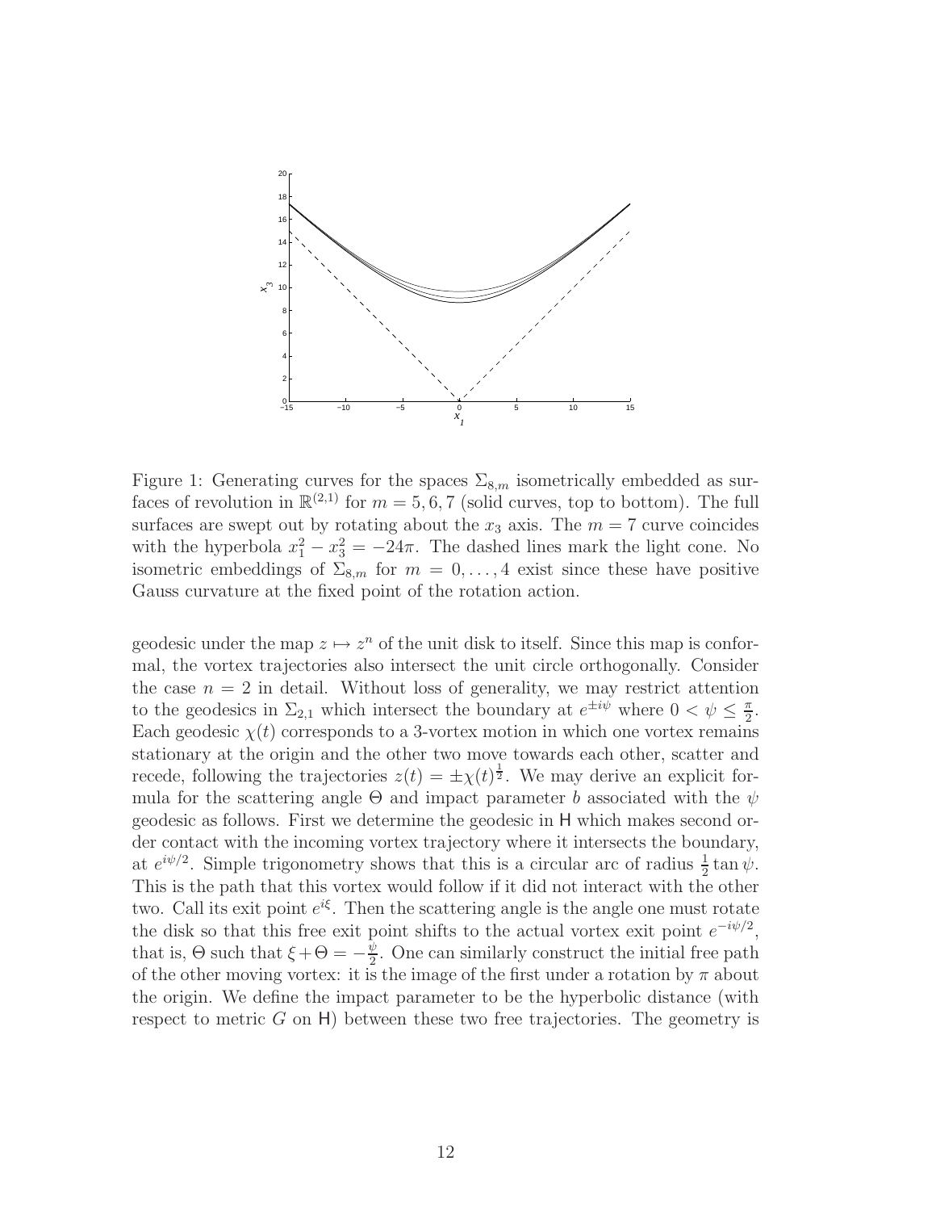Figure 1: Generating curves for the spaces $\Sigma_{8,m}$ isometrically embedded as surfaces of revolution in $\mathbb{R}^{(2,1)}$ for $m = 5, 6, 7$ (solid curves, top to bottom). The full surfaces are swept out by rotating about the $x_3$ axis. The $m = 7$ curve coincides with the hyperbola $x_1^2 - x_3^2 = -24\pi$. The dashed lines mark the light cone. No isometric embeddings of $\Sigma_{8,m}$ for $m = 0, \ldots, 4$ exist since these have positive Gauss curvature at the fixed point of the rotation action.

geodesic under the map $z \mapsto z^n$ of the unit disk to itself. Since this map is conformal, the vortex trajectories also intersect the unit circle orthogonally. Consider the case $n = 2$ in detail. Without loss of generality, we may restrict attention to the geodesics in $\Sigma_{2,1}$ which intersect the boundary at $e^{\pm i\psi}$ where $0 < \psi \leq \frac{\pi}{2}$. Each geodesic $\chi(t)$ corresponds to a 3-vortex motion in which one vortex remains stationary at the origin and the other two move towards each other, scatter and recede, following the trajectories $z(t) = \pm\chi(t)^{\frac{1}{2}}$. We may derive an explicit formula for the scattering angle $\Theta$ and impact parameter $b$ associated with the $\psi$ geodesic as follows. First we determine the geodesic in $\mathsf{H}$ which makes second order contact with the incoming vortex trajectory where it intersects the boundary, at $e^{i\psi/2}$. Simple trigonometry shows that this is a circular arc of radius $\frac{1}{2}\tan\psi$. This is the path that this vortex would follow if it did not interact with the other two. Call its exit point $e^{i\xi}$. Then the scattering angle is the angle one must rotate the disk so that this free exit point shifts to the actual vortex exit point $e^{-i\psi/2}$, that is, $\Theta$ such that $\xi + \Theta = -\frac{\psi}{2}$. One can similarly construct the initial free path of the other moving vortex: it is the image of the first under a rotation by $\pi$ about the origin. We define the impact parameter to be the hyperbolic distance (with respect to metric $G$ on $\mathsf{H}$) between these two free trajectories. The geometry is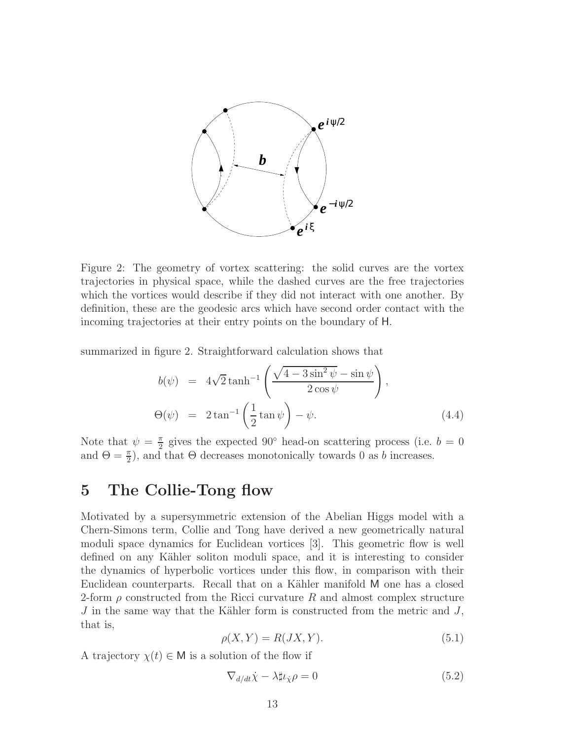Figure 2: The geometry of vortex scattering: the solid curves are the vortex trajectories in physical space, while the dashed curves are the free trajectories which the vortices would describe if they did not interact with one another. By definition, these are the geodesic arcs which have second order contact with the incoming trajectories at their entry points on the boundary of H.

summarized in figure 2. Straightforward calculation shows that

$$
\begin{aligned}
b(\psi) &= 4\sqrt{2}\tanh^{-1}\left(\frac{\sqrt{4-3\sin^2\psi}-\sin\psi}{2\cos\psi}\right), \\
\Theta(\psi) &= 2\tan^{-1}\left(\frac{1}{2}\tan\psi\right)-\psi. 
\end{aligned}
\tag{4.4}
$$

Note that $\psi = \frac{\pi}{2}$ gives the expected $90^\circ$ head-on scattering process (i.e. $b = 0$ and $\Theta = \frac{\pi}{2}$), and that $\Theta$ decreases monotonically towards 0 as $b$ increases.

# 5 The Collie-Tong flow

Motivated by a supersymmetric extension of the Abelian Higgs model with a Chern-Simons term, Collie and Tong have derived a new geometrically natural moduli space dynamics for Euclidean vortices [3]. This geometric flow is well defined on any Kähler soliton moduli space, and it is interesting to consider the dynamics of hyperbolic vortices under this flow, in comparison with their Euclidean counterparts. Recall that on a Kähler manifold M one has a closed 2-form $\rho$ constructed from the Ricci curvature $R$ and almost complex structure $J$ in the same way that the Kähler form is constructed from the metric and $J$, that is,

$$\rho(X, Y) = R(JX, Y). \tag{5.1}$$

A trajectory $\chi(t) \in$ M is a solution of the flow if

$$\nabla_{d/dt}\dot{\chi} - \lambda \sharp \iota_{\dot{\chi}}\rho = 0 \tag{5.2}$$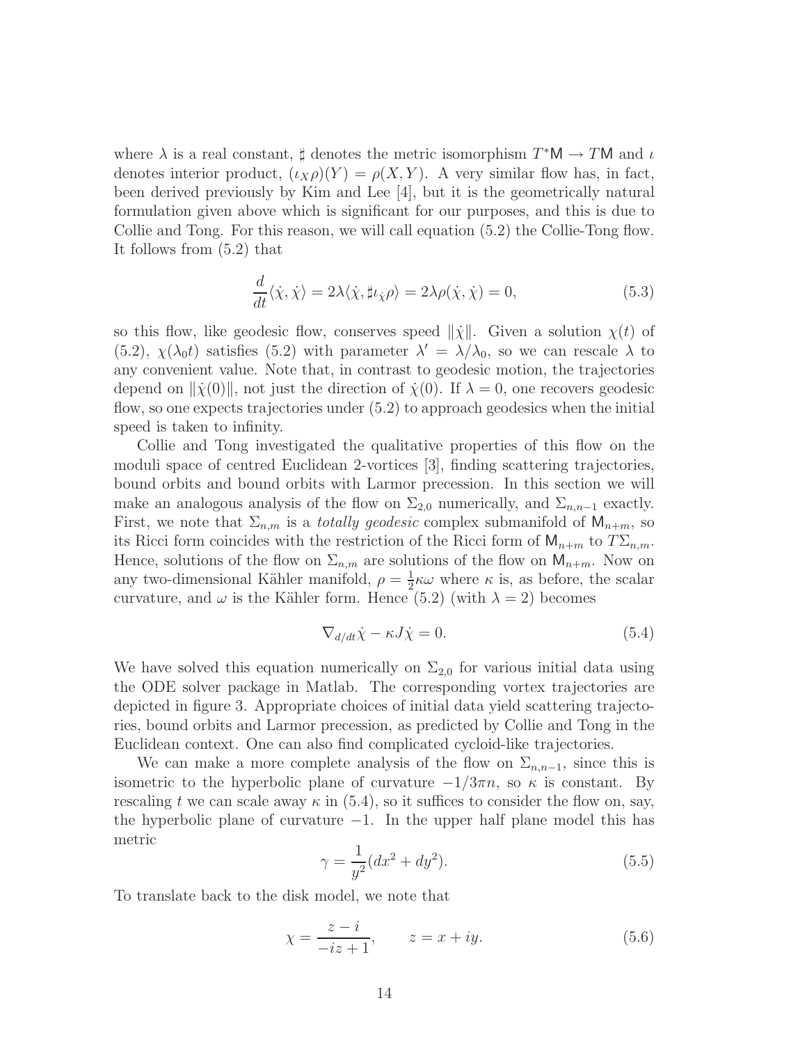where $\lambda$ is a real constant, $\sharp$ denotes the metric isomorphism $T^*\mathsf{M} \to T\mathsf{M}$ and $\iota$ denotes interior product, $(\iota_X \rho)(Y) = \rho(X, Y)$. A very similar flow has, in fact, been derived previously by Kim and Lee [4], but it is the geometrically natural formulation given above which is significant for our purposes, and this is due to Collie and Tong. For this reason, we will call equation (5.2) the Collie-Tong flow. It follows from (5.2) that

$$\frac{d}{dt}\langle \dot{\chi}, \dot{\chi} \rangle = 2\lambda \langle \dot{\chi}, \sharp \iota_{\dot{\chi}} \rho \rangle = 2\lambda \rho(\dot{\chi}, \dot{\chi}) = 0, \tag{5.3}$$

so this flow, like geodesic flow, conserves speed $\|\dot{\chi}\|$. Given a solution $\chi(t)$ of (5.2), $\chi(\lambda_0 t)$ satisfies (5.2) with parameter $\lambda' = \lambda/\lambda_0$, so we can rescale $\lambda$ to any convenient value. Note that, in contrast to geodesic motion, the trajectories depend on $\|\dot{\chi}(0)\|$, not just the direction of $\dot{\chi}(0)$. If $\lambda = 0$, one recovers geodesic flow, so one expects trajectories under (5.2) to approach geodesics when the initial speed is taken to infinity.

Collie and Tong investigated the qualitative properties of this flow on the moduli space of centred Euclidean 2-vortices [3], finding scattering trajectories, bound orbits and bound orbits with Larmor precession. In this section we will make an analogous analysis of the flow on $\Sigma_{2,0}$ numerically, and $\Sigma_{n,n-1}$ exactly. First, we note that $\Sigma_{n,m}$ is a *totally geodesic* complex submanifold of $\mathsf{M}_{n+m}$, so its Ricci form coincides with the restriction of the Ricci form of $\mathsf{M}_{n+m}$ to $T\Sigma_{n,m}$. Hence, solutions of the flow on $\Sigma_{n,m}$ are solutions of the flow on $\mathsf{M}_{n+m}$. Now on any two-dimensional Kähler manifold, $\rho = \frac{1}{2}\kappa\omega$ where $\kappa$ is, as before, the scalar curvature, and $\omega$ is the Kähler form. Hence (5.2) (with $\lambda = 2$) becomes

$$\nabla_{d/dt}\dot{\chi} - \kappa J \dot{\chi} = 0. \tag{5.4}$$

We have solved this equation numerically on $\Sigma_{2,0}$ for various initial data using the ODE solver package in Matlab. The corresponding vortex trajectories are depicted in figure 3. Appropriate choices of initial data yield scattering trajectories, bound orbits and Larmor precession, as predicted by Collie and Tong in the Euclidean context. One can also find complicated cycloid-like trajectories.

We can make a more complete analysis of the flow on $\Sigma_{n,n-1}$, since this is isometric to the hyperbolic plane of curvature $-1/3\pi n$, so $\kappa$ is constant. By rescaling $t$ we can scale away $\kappa$ in (5.4), so it suffices to consider the flow on, say, the hyperbolic plane of curvature $-1$. In the upper half plane model this has metric

$$\gamma = \frac{1}{y^2}(dx^2 + dy^2). \tag{5.5}$$

To translate back to the disk model, we note that

$$\chi = \frac{z - i}{-iz + 1}, \qquad z = x + iy. \tag{5.6}$$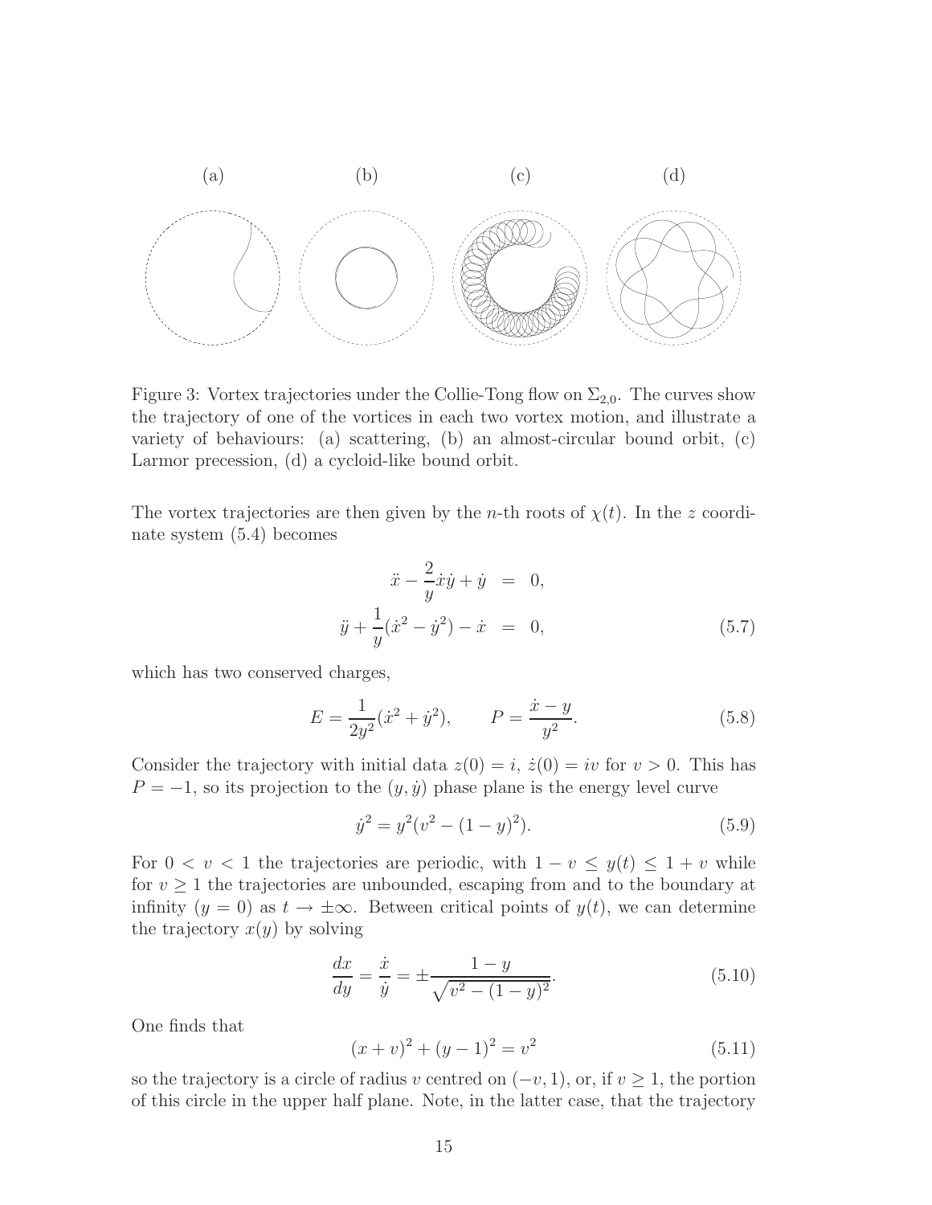(a) (b) (c) (d)

Figure 3: Vortex trajectories under the Collie-Tong flow on $\Sigma_{2,0}$. The curves show the trajectory of one of the vortices in each two vortex motion, and illustrate a variety of behaviours: (a) scattering, (b) an almost-circular bound orbit, (c) Larmor precession, (d) a cycloid-like bound orbit.

The vortex trajectories are then given by the $n$-th roots of $\chi(t)$. In the $z$ coordinate system (5.4) becomes

$$
\begin{aligned}
\ddot{x} - \frac{2}{y}\dot{x}\dot{y} + \dot{y} &= 0, \\
\ddot{y} + \frac{1}{y}(\dot{x}^2 - \dot{y}^2) - \dot{x} &= 0,
\end{aligned}
\tag{5.7}
$$

which has two conserved charges,

$$
E = \frac{1}{2y^2}(\dot{x}^2 + \dot{y}^2), \qquad P = \frac{\dot{x} - y}{y^2}. \tag{5.8}
$$

Consider the trajectory with initial data $z(0) = i$, $\dot{z}(0) = iv$ for $v > 0$. This has $P = -1$, so its projection to the $(y, \dot{y})$ phase plane is the energy level curve

$$
\dot{y}^2 = y^2(v^2 - (1-y)^2). \tag{5.9}
$$

For $0 < v < 1$ the trajectories are periodic, with $1 - v \leq y(t) \leq 1 + v$ while for $v \geq 1$ the trajectories are unbounded, escaping from and to the boundary at infinity ($y = 0$) as $t \to \pm\infty$. Between critical points of $y(t)$, we can determine the trajectory $x(y)$ by solving

$$
\frac{dx}{dy} = \frac{\dot{x}}{\dot{y}} = \pm \frac{1-y}{\sqrt{v^2 - (1-y)^2}}. \tag{5.10}
$$

One finds that

$$
(x + v)^2 + (y - 1)^2 = v^2 \tag{5.11}
$$

so the trajectory is a circle of radius $v$ centred on $(-v, 1)$, or, if $v \geq 1$, the portion of this circle in the upper half plane. Note, in the latter case, that the trajectory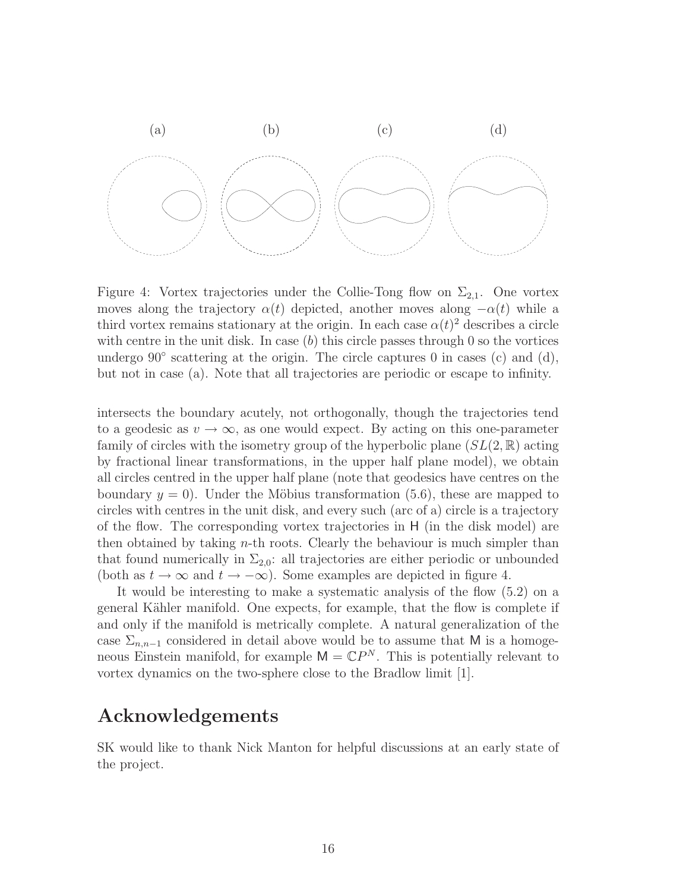(a) (b) (c) (d)

Figure 4: Vortex trajectories under the Collie-Tong flow on $\Sigma_{2,1}$. One vortex moves along the trajectory $\alpha(t)$ depicted, another moves along $-\alpha(t)$ while a third vortex remains stationary at the origin. In each case $\alpha(t)^2$ describes a circle with centre in the unit disk. In case $(b)$ this circle passes through 0 so the vortices undergo $90^\circ$ scattering at the origin. The circle captures 0 in cases (c) and (d), but not in case (a). Note that all trajectories are periodic or escape to infinity.

intersects the boundary acutely, not orthogonally, though the trajectories tend to a geodesic as $v \to \infty$, as one would expect. By acting on this one-parameter family of circles with the isometry group of the hyperbolic plane ($SL(2, \mathbb{R})$ acting by fractional linear transformations, in the upper half plane model), we obtain all circles centred in the upper half plane (note that geodesics have centres on the boundary $y = 0$). Under the Möbius transformation (5.6), these are mapped to circles with centres in the unit disk, and every such (arc of a) circle is a trajectory of the flow. The corresponding vortex trajectories in $\mathsf{H}$ (in the disk model) are then obtained by taking $n$-th roots. Clearly the behaviour is much simpler than that found numerically in $\Sigma_{2,0}$: all trajectories are either periodic or unbounded (both as $t \to \infty$ and $t \to -\infty$). Some examples are depicted in figure 4.

It would be interesting to make a systematic analysis of the flow (5.2) on a general Kähler manifold. One expects, for example, that the flow is complete if and only if the manifold is metrically complete. A natural generalization of the case $\Sigma_{n,n-1}$ considered in detail above would be to assume that $\mathsf{M}$ is a homogeneous Einstein manifold, for example $\mathsf{M} = \mathbb{C}P^N$. This is potentially relevant to vortex dynamics on the two-sphere close to the Bradlow limit [1].

## Acknowledgements

SK would like to thank Nick Manton for helpful discussions at an early state of the project.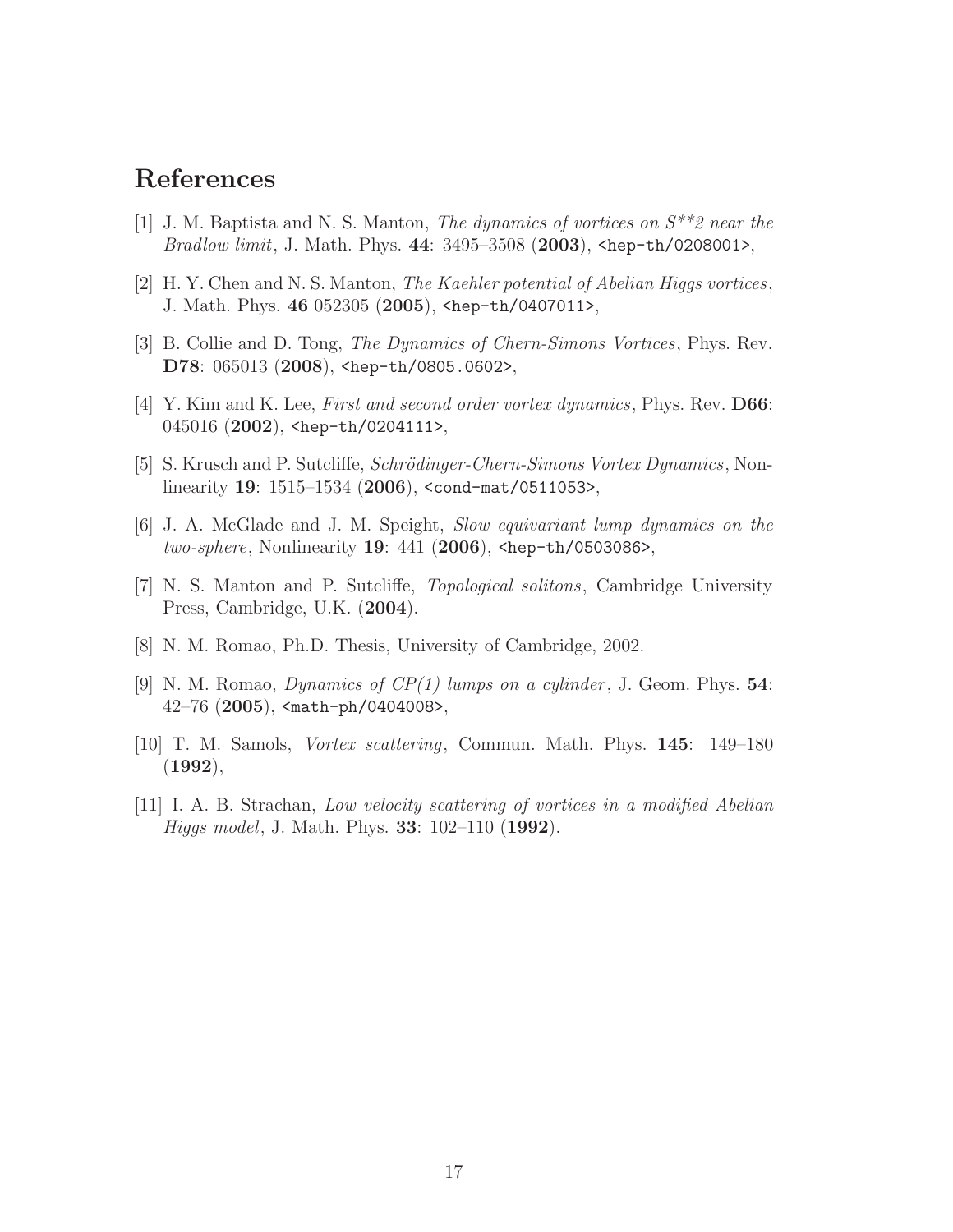## References

[1] J. M. Baptista and N. S. Manton, *The dynamics of vortices on S**2 near the Bradlow limit*, J. Math. Phys. **44**: 3495–3508 (**2003**), <hep-th/0208001>,

[2] H. Y. Chen and N. S. Manton, *The Kaehler potential of Abelian Higgs vortices*, J. Math. Phys. **46** 052305 (**2005**), <hep-th/0407011>,

[3] B. Collie and D. Tong, *The Dynamics of Chern-Simons Vortices*, Phys. Rev. **D78**: 065013 (**2008**), <hep-th/0805.0602>,

[4] Y. Kim and K. Lee, *First and second order vortex dynamics*, Phys. Rev. **D66**: 045016 (**2002**), <hep-th/0204111>,

[5] S. Krusch and P. Sutcliffe, *Schrödinger-Chern-Simons Vortex Dynamics*, Nonlinearity **19**: 1515–1534 (**2006**), <cond-mat/0511053>,

[6] J. A. McGlade and J. M. Speight, *Slow equivariant lump dynamics on the two-sphere*, Nonlinearity **19**: 441 (**2006**), <hep-th/0503086>,

[7] N. S. Manton and P. Sutcliffe, *Topological solitons*, Cambridge University Press, Cambridge, U.K. (**2004**).

[8] N. M. Romao, Ph.D. Thesis, University of Cambridge, 2002.

[9] N. M. Romao, *Dynamics of CP(1) lumps on a cylinder*, J. Geom. Phys. **54**: 42–76 (**2005**), <math-ph/0404008>,

[10] T. M. Samols, *Vortex scattering*, Commun. Math. Phys. **145**: 149–180 (**1992**),

[11] I. A. B. Strachan, *Low velocity scattering of vortices in a modified Abelian Higgs model*, J. Math. Phys. **33**: 102–110 (**1992**).